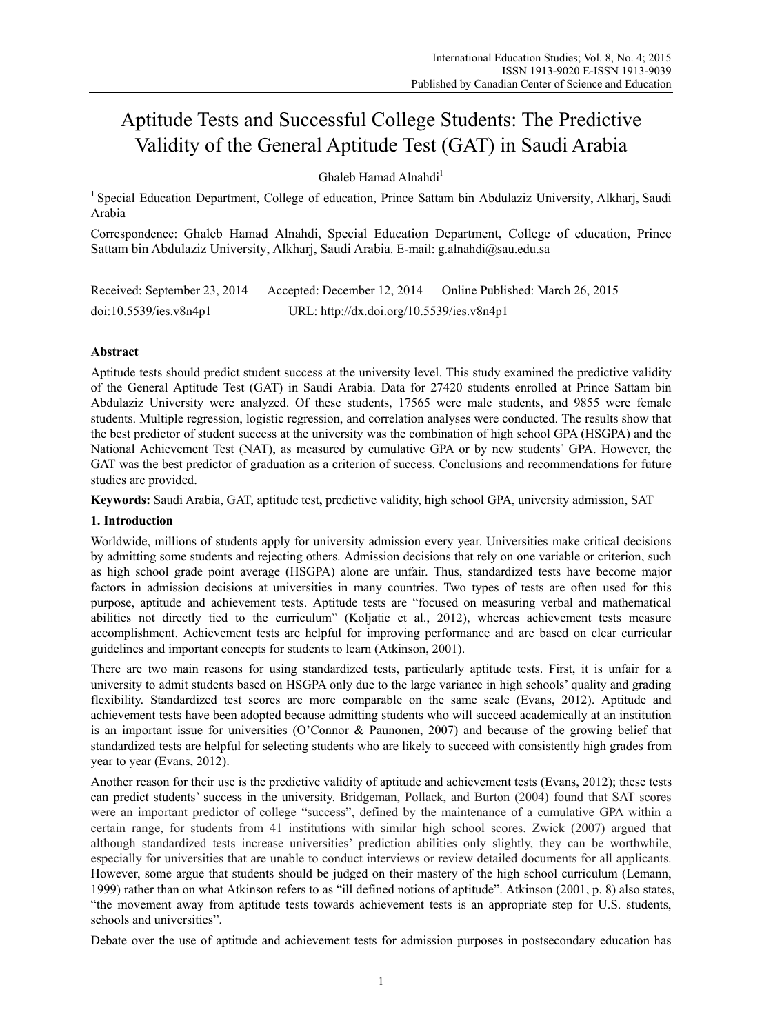# Aptitude Tests and Successful College Students: The Predictive Validity of the General Aptitude Test (GAT) in Saudi Arabia

Ghaleb Hamad Alnahdi[1]

[1] Special Education Department, College of education, Prince Sattam bin Abdulaziz University, Alkharj, Saudi Arabia

Correspondence: Ghaleb Hamad Alnahdi, Special Education Department, College of education, Prince Sattam bin Abdulaziz University, Alkharj, Saudi Arabia. E-mail: g.alnahdi@sau.edu.sa

Received: September 23, 2014 Accepted: December 12, 2014 Online Published: March 26, 2015

doi:10.5539/ies.v8n4p1 URL: http://dx.doi.org/10.5539/ies.v8n4p1

## Abstract

Aptitude tests should predict student success at the university level. This study examined the predictive validity of the General Aptitude Test (GAT) in Saudi Arabia. Data for 27420 students enrolled at Prince Sattam bin Abdulaziz University were analyzed. Of these students, 17565 were male students, and 9855 were female students. Multiple regression, logistic regression, and correlation analyses were conducted. The results show that the best predictor of student success at the university was the combination of high school GPA (HSGPA) and the National Achievement Test (NAT), as measured by cumulative GPA or by new students' GPA. However, the GAT was the best predictor of graduation as a criterion of success. Conclusions and recommendations for future studies are provided.

**Keywords:** Saudi Arabia, GAT, aptitude test**,** predictive validity, high school GPA, university admission, SAT

## 1. Introduction

Worldwide, millions of students apply for university admission every year. Universities make critical decisions by admitting some students and rejecting others. Admission decisions that rely on one variable or criterion, such as high school grade point average (HSGPA) alone are unfair. Thus, standardized tests have become major factors in admission decisions at universities in many countries. Two types of tests are often used for this purpose, aptitude and achievement tests. Aptitude tests are "focused on measuring verbal and mathematical abilities not directly tied to the curriculum" (Koljatic et al., 2012), whereas achievement tests measure accomplishment. Achievement tests are helpful for improving performance and are based on clear curricular guidelines and important concepts for students to learn (Atkinson, 2001).

There are two main reasons for using standardized tests, particularly aptitude tests. First, it is unfair for a university to admit students based on HSGPA only due to the large variance in high schools' quality and grading flexibility. Standardized test scores are more comparable on the same scale (Evans, 2012). Aptitude and achievement tests have been adopted because admitting students who will succeed academically at an institution is an important issue for universities (O'Connor & Paunonen, 2007) and because of the growing belief that standardized tests are helpful for selecting students who are likely to succeed with consistently high grades from year to year (Evans, 2012).

Another reason for their use is the predictive validity of aptitude and achievement tests (Evans, 2012); these tests can predict students' success in the university. Bridgeman, Pollack, and Burton (2004) found that SAT scores were an important predictor of college "success", defined by the maintenance of a cumulative GPA within a certain range, for students from 41 institutions with similar high school scores. Zwick (2007) argued that although standardized tests increase universities' prediction abilities only slightly, they can be worthwhile, especially for universities that are unable to conduct interviews or review detailed documents for all applicants. However, some argue that students should be judged on their mastery of the high school curriculum (Lemann, 1999) rather than on what Atkinson refers to as "ill defined notions of aptitude". Atkinson (2001, p. 8) also states, "the movement away from aptitude tests towards achievement tests is an appropriate step for U.S. students, schools and universities".

Debate over the use of aptitude and achievement tests for admission purposes in postsecondary education has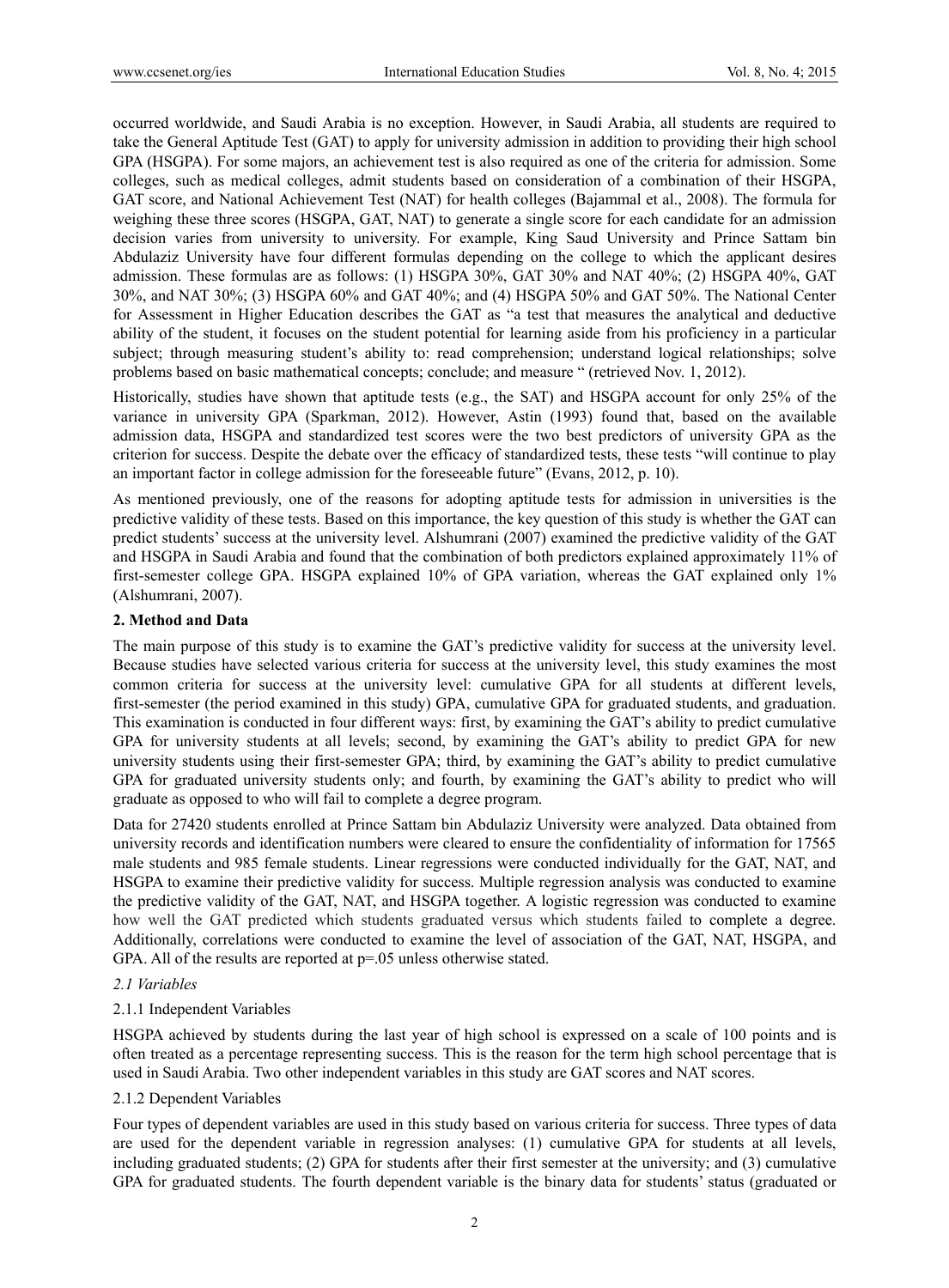occurred worldwide, and Saudi Arabia is no exception. However, in Saudi Arabia, all students are required to take the General Aptitude Test (GAT) to apply for university admission in addition to providing their high school GPA (HSGPA). For some majors, an achievement test is also required as one of the criteria for admission. Some colleges, such as medical colleges, admit students based on consideration of a combination of their HSGPA, GAT score, and National Achievement Test (NAT) for health colleges (Bajammal et al., 2008). The formula for weighing these three scores (HSGPA, GAT, NAT) to generate a single score for each candidate for an admission decision varies from university to university. For example, King Saud University and Prince Sattam bin Abdulaziz University have four different formulas depending on the college to which the applicant desires admission. These formulas are as follows: (1) HSGPA 30%, GAT 30% and NAT 40%; (2) HSGPA 40%, GAT 30%, and NAT 30%; (3) HSGPA 60% and GAT 40%; and (4) HSGPA 50% and GAT 50%. The National Center for Assessment in Higher Education describes the GAT as "a test that measures the analytical and deductive ability of the student, it focuses on the student potential for learning aside from his proficiency in a particular subject; through measuring student's ability to: read comprehension; understand logical relationships; solve problems based on basic mathematical concepts; conclude; and measure " (retrieved Nov. 1, 2012).

Historically, studies have shown that aptitude tests (e.g., the SAT) and HSGPA account for only 25% of the variance in university GPA (Sparkman, 2012). However, Astin (1993) found that, based on the available admission data, HSGPA and standardized test scores were the two best predictors of university GPA as the criterion for success. Despite the debate over the efficacy of standardized tests, these tests "will continue to play an important factor in college admission for the foreseeable future" (Evans, 2012, p. 10).

As mentioned previously, one of the reasons for adopting aptitude tests for admission in universities is the predictive validity of these tests. Based on this importance, the key question of this study is whether the GAT can predict students' success at the university level. Alshumrani (2007) examined the predictive validity of the GAT and HSGPA in Saudi Arabia and found that the combination of both predictors explained approximately 11% of first-semester college GPA. HSGPA explained 10% of GPA variation, whereas the GAT explained only 1% (Alshumrani, 2007).

## 2. Method and Data

The main purpose of this study is to examine the GAT's predictive validity for success at the university level. Because studies have selected various criteria for success at the university level, this study examines the most common criteria for success at the university level: cumulative GPA for all students at different levels, first-semester (the period examined in this study) GPA, cumulative GPA for graduated students, and graduation. This examination is conducted in four different ways: first, by examining the GAT's ability to predict cumulative GPA for university students at all levels; second, by examining the GAT's ability to predict GPA for new university students using their first-semester GPA; third, by examining the GAT's ability to predict cumulative GPA for graduated university students only; and fourth, by examining the GAT's ability to predict who will graduate as opposed to who will fail to complete a degree program.

Data for 27420 students enrolled at Prince Sattam bin Abdulaziz University were analyzed. Data obtained from university records and identification numbers were cleared to ensure the confidentiality of information for 17565 male students and 985 female students. Linear regressions were conducted individually for the GAT, NAT, and HSGPA to examine their predictive validity for success. Multiple regression analysis was conducted to examine the predictive validity of the GAT, NAT, and HSGPA together. A logistic regression was conducted to examine how well the GAT predicted which students graduated versus which students failed to complete a degree. Additionally, correlations were conducted to examine the level of association of the GAT, NAT, HSGPA, and GPA. All of the results are reported at $p=.05$ unless otherwise stated.

### *2.1 Variables*

#### 2.1.1 Independent Variables

HSGPA achieved by students during the last year of high school is expressed on a scale of 100 points and is often treated as a percentage representing success. This is the reason for the term high school percentage that is used in Saudi Arabia. Two other independent variables in this study are GAT scores and NAT scores.

#### 2.1.2 Dependent Variables

Four types of dependent variables are used in this study based on various criteria for success. Three types of data are used for the dependent variable in regression analyses: (1) cumulative GPA for students at all levels, including graduated students; (2) GPA for students after their first semester at the university; and (3) cumulative GPA for graduated students. The fourth dependent variable is the binary data for students' status (graduated or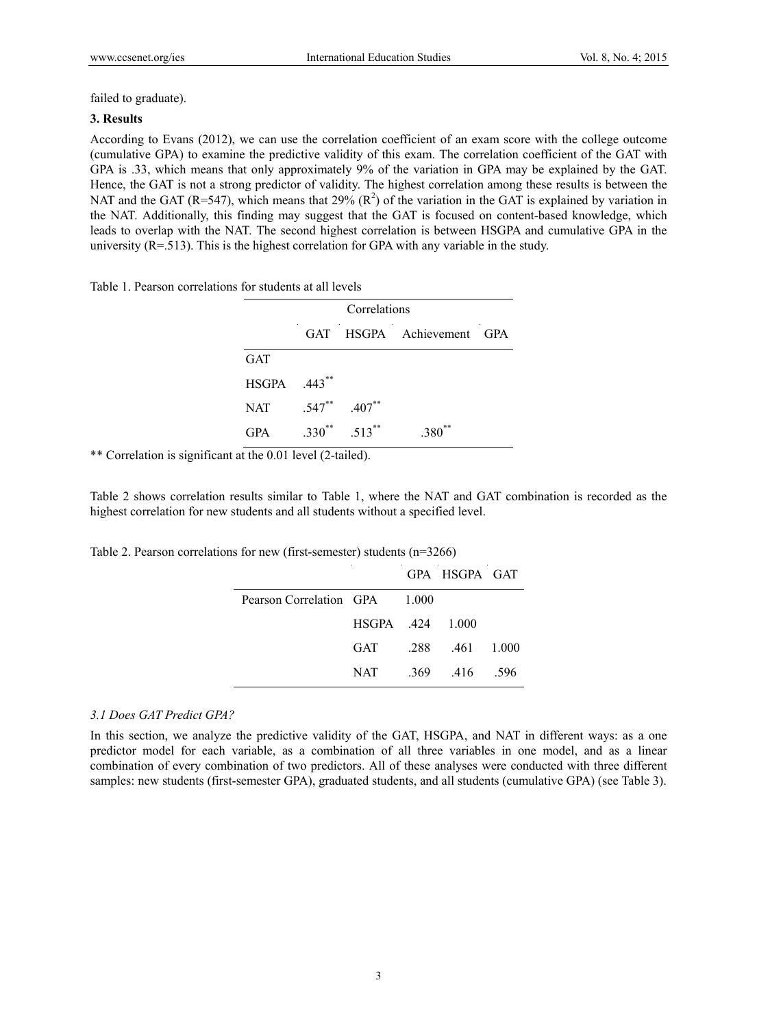failed to graduate).

## 3. Results

According to Evans (2012), we can use the correlation coefficient of an exam score with the college outcome (cumulative GPA) to examine the predictive validity of this exam. The correlation coefficient of the GAT with GPA is .33, which means that only approximately 9% of the variation in GPA may be explained by the GAT. Hence, the GAT is not a strong predictor of validity. The highest correlation among these results is between the NAT and the GAT (R=547), which means that 29% ($R^2$) of the variation in the GAT is explained by variation in the NAT. Additionally, this finding may suggest that the GAT is focused on content-based knowledge, which leads to overlap with the NAT. The second highest correlation is between HSGPA and cumulative GPA in the university (R=.513). This is the highest correlation for GPA with any variable in the study.

Table 1. Pearson correlations for students at all levels

| | Correlations | | | |
|---|---|---|---|---|
| | GAT | HSGPA | Achievement | GPA |
| GAT | | | | |
| HSGPA | .443** | | | |
| NAT | .547** | .407** | | |
| GPA | .330** | .513** | .380** | |

** Correlation is significant at the 0.01 level (2-tailed).

Table 2 shows correlation results similar to Table 1, where the NAT and GAT combination is recorded as the highest correlation for new students and all students without a specified level.

Table 2. Pearson correlations for new (first-semester) students (n=3266)

| | | GPA | HSGPA | GAT |
|---|---|---|---|---|
| Pearson Correlation | GPA | 1.000 | | |
| | HSGPA | .424 | 1.000 | |
| | GAT | .288 | .461 | 1.000 |
| | NAT | .369 | .416 | .596 |

### 3.1 Does GAT Predict GPA?

In this section, we analyze the predictive validity of the GAT, HSGPA, and NAT in different ways: as a one predictor model for each variable, as a combination of all three variables in one model, and as a linear combination of every combination of two predictors. All of these analyses were conducted with three different samples: new students (first-semester GPA), graduated students, and all students (cumulative GPA) (see Table 3).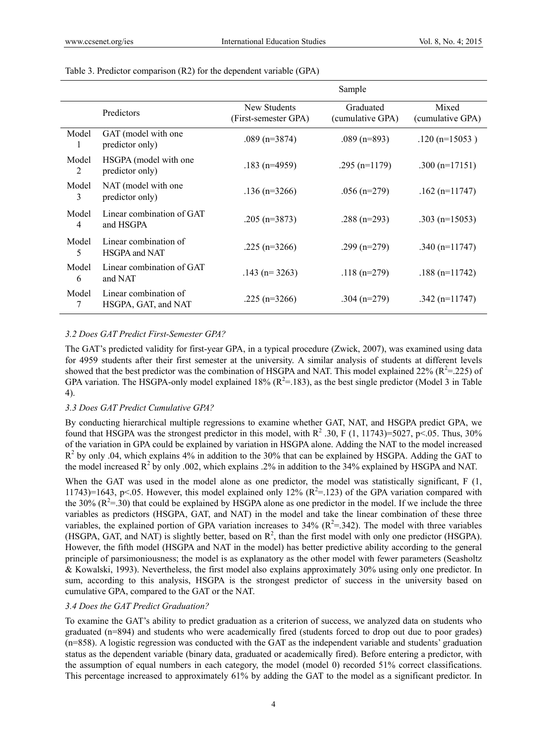Table 3. Predictor comparison (R2) for the dependent variable (GPA)

| | | Sample | | |
|---|---|---|---|---|
| | Predictors | New Students (First-semester GPA) | Graduated (cumulative GPA) | Mixed (cumulative GPA) |
| Model 1 | GAT (model with one predictor only) | .089 (n=3874) | .089 (n=893) | .120 (n=15053 ) |
| Model 2 | HSGPA (model with one predictor only) | .183 (n=4959) | .295 (n=1179) | .300 (n=17151) |
| Model 3 | NAT (model with one predictor only) | .136 (n=3266) | .056 (n=279) | .162 (n=11747) |
| Model 4 | Linear combination of GAT and HSGPA | .205 (n=3873) | .288 (n=293) | .303 (n=15053) |
| Model 5 | Linear combination of HSGPA and NAT | .225 (n=3266) | .299 (n=279) | .340 (n=11747) |
| Model 6 | Linear combination of GAT and NAT | .143 (n= 3263) | .118 (n=279) | .188 (n=11742) |
| Model 7 | Linear combination of HSGPA, GAT, and NAT | .225 (n=3266) | .304 (n=279) | .342 (n=11747) |

### *3.2 Does GAT Predict First-Semester GPA?*

The GAT's predicted validity for first-year GPA, in a typical procedure (Zwick, 2007), was examined using data for 4959 students after their first semester at the university. A similar analysis of students at different levels showed that the best predictor was the combination of HSGPA and NAT. This model explained 22% ($R^2$=.225) of GPA variation. The HSGPA-only model explained 18% ($R^2$=.183), as the best single predictor (Model 3 in Table 4).

### *3.3 Does GAT Predict Cumulative GPA?*

By conducting hierarchical multiple regressions to examine whether GAT, NAT, and HSGPA predict GPA, we found that HSGPA was the strongest predictor in this model, with $R^2$ .30, $F$ (1, 11743)=5027, $p$<.05. Thus, 30% of the variation in GPA could be explained by variation in HSGPA alone. Adding the NAT to the model increased $R^2$ by only .04, which explains 4% in addition to the 30% that can be explained by HSGPA. Adding the GAT to the model increased $R^2$ by only .002, which explains .2% in addition to the 34% explained by HSGPA and NAT.

When the GAT was used in the model alone as one predictor, the model was statistically significant, $F$ (1, 11743)=1643, $p$<.05. However, this model explained only 12% ($R^2$=.123) of the GPA variation compared with the 30% ($R^2$=.30) that could be explained by HSGPA alone as one predictor in the model. If we include the three variables as predictors (HSGPA, GAT, and NAT) in the model and take the linear combination of these three variables, the explained portion of GPA variation increases to 34% ($R^2$=.342). The model with three variables (HSGPA, GAT, and NAT) is slightly better, based on $R^2$, than the first model with only one predictor (HSGPA). However, the fifth model (HSGPA and NAT in the model) has better predictive ability according to the general principle of parsimoniousness; the model is as explanatory as the other model with fewer parameters (Seasholtz & Kowalski, 1993). Nevertheless, the first model also explains approximately 30% using only one predictor. In sum, according to this analysis, HSGPA is the strongest predictor of success in the university based on cumulative GPA, compared to the GAT or the NAT.

### *3.4 Does the GAT Predict Graduation?*

To examine the GAT's ability to predict graduation as a criterion of success, we analyzed data on students who graduated (n=894) and students who were academically fired (students forced to drop out due to poor grades) (n=858). A logistic regression was conducted with the GAT as the independent variable and students' graduation status as the dependent variable (binary data, graduated or academically fired). Before entering a predictor, with the assumption of equal numbers in each category, the model (model 0) recorded 51% correct classifications. This percentage increased to approximately 61% by adding the GAT to the model as a significant predictor. In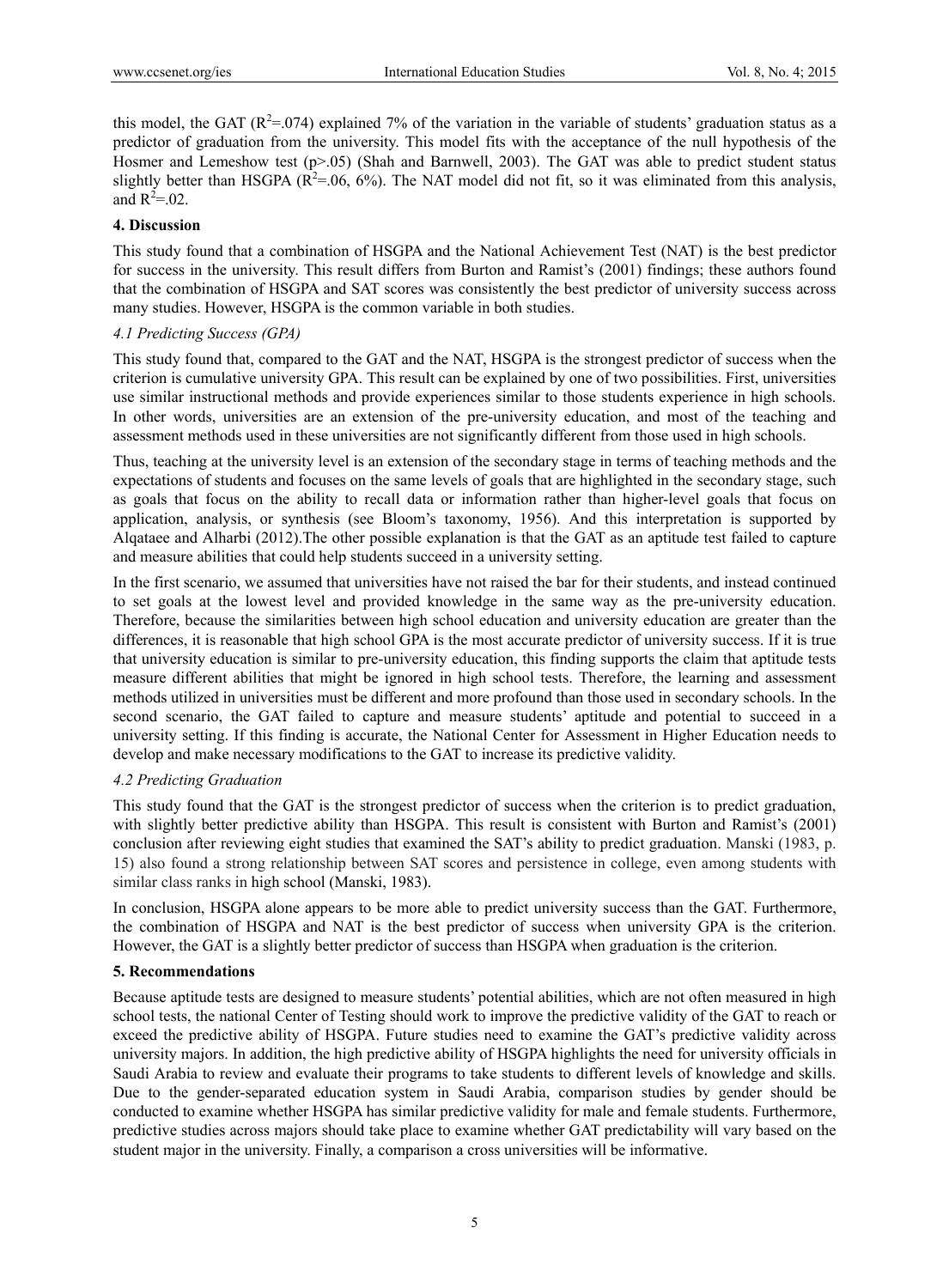this model, the GAT ($R^2$=.074) explained 7% of the variation in the variable of students' graduation status as a predictor of graduation from the university. This model fits with the acceptance of the null hypothesis of the Hosmer and Lemeshow test ($p$>.05) (Shah and Barnwell, 2003). The GAT was able to predict student status slightly better than HSGPA ($R^2$=.06, 6%). The NAT model did not fit, so it was eliminated from this analysis, and $R^2$=.02.

## 4. Discussion

This study found that a combination of HSGPA and the National Achievement Test (NAT) is the best predictor for success in the university. This result differs from Burton and Ramist's (2001) findings; these authors found that the combination of HSGPA and SAT scores was consistently the best predictor of university success across many studies. However, HSGPA is the common variable in both studies.

### *4.1 Predicting Success (GPA)*

This study found that, compared to the GAT and the NAT, HSGPA is the strongest predictor of success when the criterion is cumulative university GPA. This result can be explained by one of two possibilities. First, universities use similar instructional methods and provide experiences similar to those students experience in high schools. In other words, universities are an extension of the pre-university education, and most of the teaching and assessment methods used in these universities are not significantly different from those used in high schools.

Thus, teaching at the university level is an extension of the secondary stage in terms of teaching methods and the expectations of students and focuses on the same levels of goals that are highlighted in the secondary stage, such as goals that focus on the ability to recall data or information rather than higher-level goals that focus on application, analysis, or synthesis (see Bloom's taxonomy, 1956). And this interpretation is supported by Alqataee and Alharbi (2012).The other possible explanation is that the GAT as an aptitude test failed to capture and measure abilities that could help students succeed in a university setting.

In the first scenario, we assumed that universities have not raised the bar for their students, and instead continued to set goals at the lowest level and provided knowledge in the same way as the pre-university education. Therefore, because the similarities between high school education and university education are greater than the differences, it is reasonable that high school GPA is the most accurate predictor of university success. If it is true that university education is similar to pre-university education, this finding supports the claim that aptitude tests measure different abilities that might be ignored in high school tests. Therefore, the learning and assessment methods utilized in universities must be different and more profound than those used in secondary schools. In the second scenario, the GAT failed to capture and measure students' aptitude and potential to succeed in a university setting. If this finding is accurate, the National Center for Assessment in Higher Education needs to develop and make necessary modifications to the GAT to increase its predictive validity.

### *4.2 Predicting Graduation*

This study found that the GAT is the strongest predictor of success when the criterion is to predict graduation, with slightly better predictive ability than HSGPA. This result is consistent with Burton and Ramist's (2001) conclusion after reviewing eight studies that examined the SAT's ability to predict graduation. Manski (1983, p. 15) also found a strong relationship between SAT scores and persistence in college, even among students with similar class ranks in high school (Manski, 1983).

In conclusion, HSGPA alone appears to be more able to predict university success than the GAT. Furthermore, the combination of HSGPA and NAT is the best predictor of success when university GPA is the criterion. However, the GAT is a slightly better predictor of success than HSGPA when graduation is the criterion.

## 5. Recommendations

Because aptitude tests are designed to measure students' potential abilities, which are not often measured in high school tests, the national Center of Testing should work to improve the predictive validity of the GAT to reach or exceed the predictive ability of HSGPA. Future studies need to examine the GAT's predictive validity across university majors. In addition, the high predictive ability of HSGPA highlights the need for university officials in Saudi Arabia to review and evaluate their programs to take students to different levels of knowledge and skills. Due to the gender-separated education system in Saudi Arabia, comparison studies by gender should be conducted to examine whether HSGPA has similar predictive validity for male and female students. Furthermore, predictive studies across majors should take place to examine whether GAT predictability will vary based on the student major in the university. Finally, a comparison a cross universities will be informative.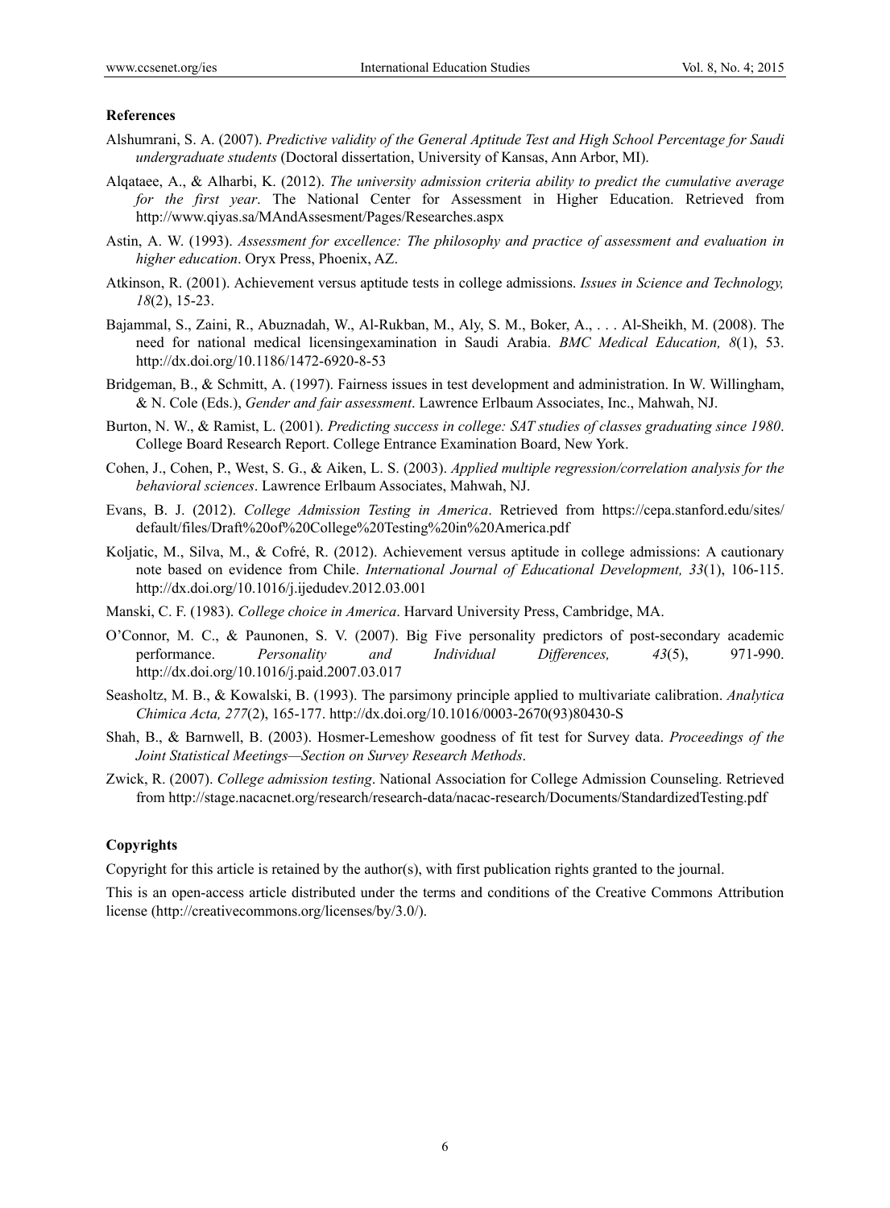## References

Alshumrani, S. A. (2007). *Predictive validity of the General Aptitude Test and High School Percentage for Saudi undergraduate students* (Doctoral dissertation, University of Kansas, Ann Arbor, MI).

Alqataee, A., & Alharbi, K. (2012). *The university admission criteria ability to predict the cumulative average for the first year*. The National Center for Assessment in Higher Education. Retrieved from http://www.qiyas.sa/MAndAssesment/Pages/Researches.aspx

Astin, A. W. (1993). *Assessment for excellence: The philosophy and practice of assessment and evaluation in higher education*. Oryx Press, Phoenix, AZ.

Atkinson, R. (2001). Achievement versus aptitude tests in college admissions. *Issues in Science and Technology, 18*(2), 15-23.

Bajammal, S., Zaini, R., Abuznadah, W., Al-Rukban, M., Aly, S. M., Boker, A., . . . Al-Sheikh, M. (2008). The need for national medical licensingexamination in Saudi Arabia. *BMC Medical Education, 8*(1), 53. http://dx.doi.org/10.1186/1472-6920-8-53

Bridgeman, B., & Schmitt, A. (1997). Fairness issues in test development and administration. In W. Willingham, & N. Cole (Eds.), *Gender and fair assessment*. Lawrence Erlbaum Associates, Inc., Mahwah, NJ.

Burton, N. W., & Ramist, L. (2001). *Predicting success in college: SAT studies of classes graduating since 1980*. College Board Research Report. College Entrance Examination Board, New York.

Cohen, J., Cohen, P., West, S. G., & Aiken, L. S. (2003). *Applied multiple regression/correlation analysis for the behavioral sciences*. Lawrence Erlbaum Associates, Mahwah, NJ.

Evans, B. J. (2012). *College Admission Testing in America*. Retrieved from https://cepa.stanford.edu/sites/default/files/Draft%20of%20College%20Testing%20in%20America.pdf

Koljatic, M., Silva, M., & Cofré, R. (2012). Achievement versus aptitude in college admissions: A cautionary note based on evidence from Chile. *International Journal of Educational Development, 33*(1), 106-115. http://dx.doi.org/10.1016/j.ijedudev.2012.03.001

Manski, C. F. (1983). *College choice in America*. Harvard University Press, Cambridge, MA.

O'Connor, M. C., & Paunonen, S. V. (2007). Big Five personality predictors of post-secondary academic performance. *Personality and Individual Differences, 43*(5), 971-990. http://dx.doi.org/10.1016/j.paid.2007.03.017

Seasholtz, M. B., & Kowalski, B. (1993). The parsimony principle applied to multivariate calibration. *Analytica Chimica Acta, 277*(2), 165-177. http://dx.doi.org/10.1016/0003-2670(93)80430-S

Shah, B., & Barnwell, B. (2003). Hosmer-Lemeshow goodness of fit test for Survey data. *Proceedings of the Joint Statistical Meetings—Section on Survey Research Methods*.

Zwick, R. (2007). *College admission testing*. National Association for College Admission Counseling. Retrieved from http://stage.nacacnet.org/research/research-data/nacac-research/Documents/StandardizedTesting.pdf

## Copyrights

Copyright for this article is retained by the author(s), with first publication rights granted to the journal.

This is an open-access article distributed under the terms and conditions of the Creative Commons Attribution license (http://creativecommons.org/licenses/by/3.0/).